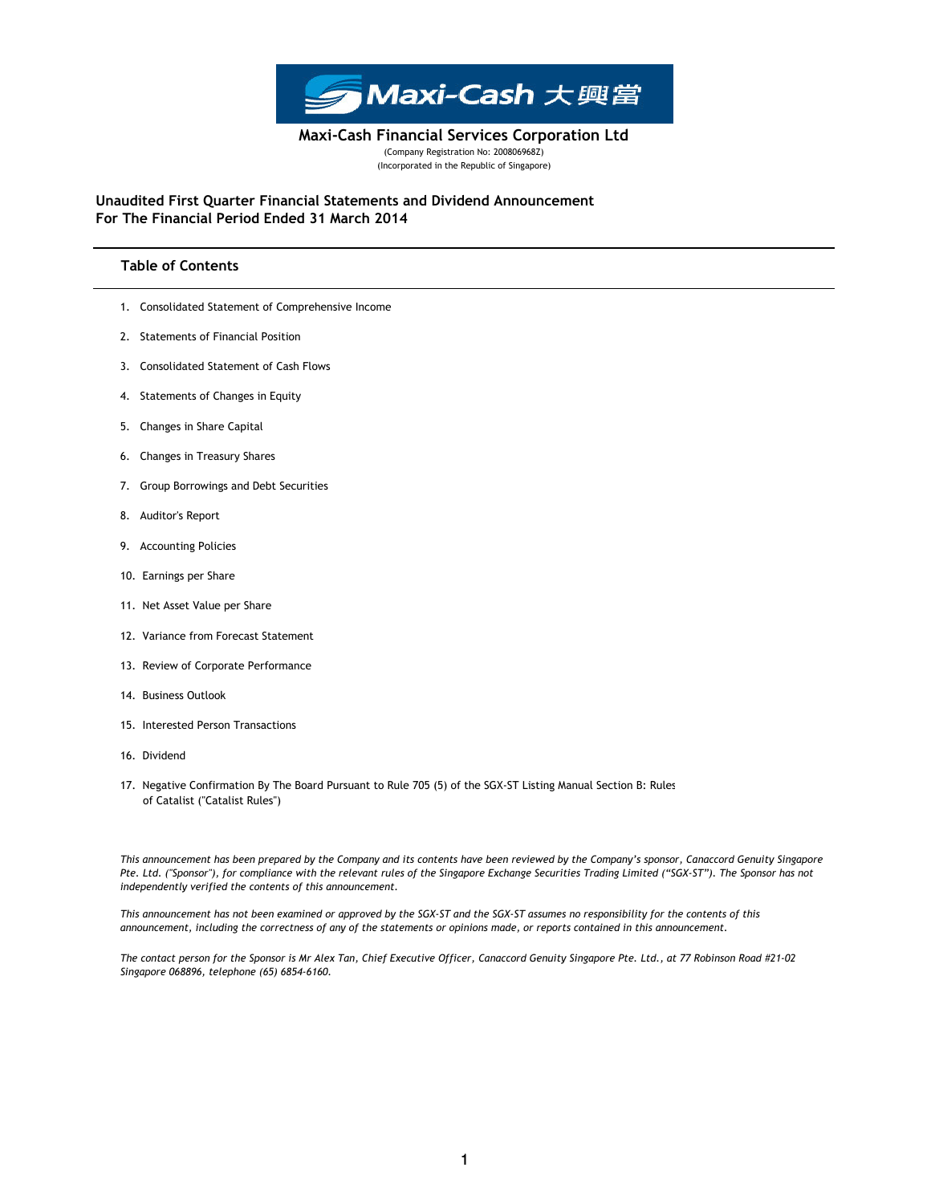Maxi-Cash 大興當

# Maxi-Cash Financial Services Corporation Ltd

(Company Registration No: 200806968Z)
(Incorporated in the Republic of Singapore)

## Unaudited First Quarter Financial Statements and Dividend Announcement For The Financial Period Ended 31 March 2014

### Table of Contents

1. Consolidated Statement of Comprehensive Income
2. Statements of Financial Position
3. Consolidated Statement of Cash Flows
4. Statements of Changes in Equity
5. Changes in Share Capital
6. Changes in Treasury Shares
7. Group Borrowings and Debt Securities
8. Auditor's Report
9. Accounting Policies
10. Earnings per Share
11. Net Asset Value per Share
12. Variance from Forecast Statement
13. Review of Corporate Performance
14. Business Outlook
15. Interested Person Transactions
16. Dividend
17. Negative Confirmation By The Board Pursuant to Rule 705 (5) of the SGX-ST Listing Manual Section B: Rules of Catalist ("Catalist Rules")

*This announcement has been prepared by the Company and its contents have been reviewed by the Company's sponsor, Canaccord Genuity Singapore Pte. Ltd. ("Sponsor"), for compliance with the relevant rules of the Singapore Exchange Securities Trading Limited ("SGX-ST"). The Sponsor has not independently verified the contents of this announcement.*

*This announcement has not been examined or approved by the SGX-ST and the SGX-ST assumes no responsibility for the contents of this announcement, including the correctness of any of the statements or opinions made, or reports contained in this announcement.*

*The contact person for the Sponsor is Mr Alex Tan, Chief Executive Officer, Canaccord Genuity Singapore Pte. Ltd., at 77 Robinson Road #21-02 Singapore 068896, telephone (65) 6854-6160.*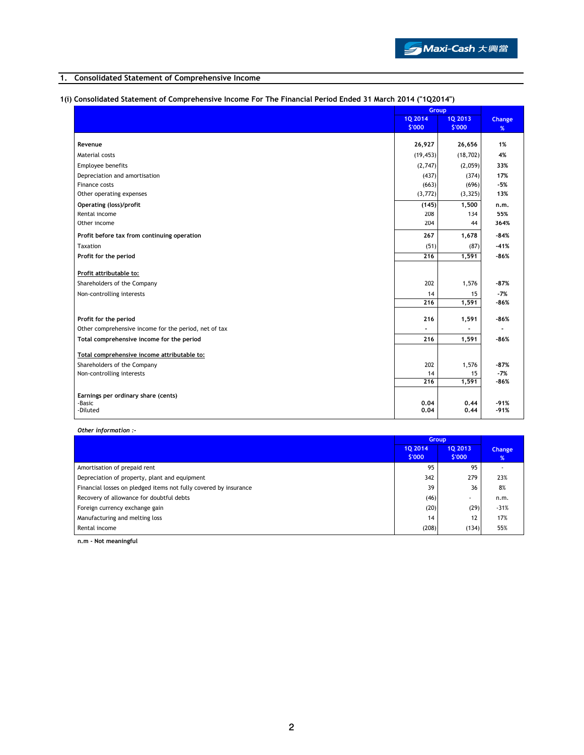## 1. Consolidated Statement of Comprehensive Income

### 1(i) Consolidated Statement of Comprehensive Income For The Financial Period Ended 31 March 2014 ("1Q2014")

| | Group | | Change |
|---|---|---|---|
| | 1Q 2014 $'000 | 1Q 2013 $'000 | % |
| **Revenue** | **26,927** | **26,656** | **1%** |
| Material costs | (19,453) | (18,702) | 4% |
| Employee benefits | (2,747) | (2,059) | 33% |
| Depreciation and amortisation | (437) | (374) | 17% |
| Finance costs | (663) | (696) | -5% |
| Other operating expenses | (3,772) | (3,325) | 13% |
| **Operating (loss)/profit** | **(145)** | **1,500** | **n.m.** |
| Rental income | 208 | 134 | 55% |
| Other income | 204 | 44 | 364% |
| **Profit before tax from continuing operation** | **267** | **1,678** | **-84%** |
| Taxation | (51) | (87) | -41% |
| **Profit for the period** | **216** | **1,591** | **-86%** |
| **Profit attributable to:** | | | |
| Shareholders of the Company | 202 | 1,576 | -87% |
| Non-controlling interests | 14 | 15 | -7% |
| | **216** | **1,591** | **-86%** |
| **Profit for the period** | **216** | **1,591** | **-86%** |
| Other comprehensive income for the period, net of tax | - | - | - |
| **Total comprehensive income for the period** | **216** | **1,591** | **-86%** |
| **Total comprehensive income attributable to:** | | | |
| Shareholders of the Company | 202 | 1,576 | -87% |
| Non-controlling interests | 14 | 15 | -7% |
| | **216** | **1,591** | **-86%** |
| **Earnings per ordinary share (cents)** | | | |
| -Basic | **0.04** | **0.44** | **-91%** |
| -Diluted | **0.04** | **0.44** | **-91%** |

***Other information :-***

| | Group | | Change |
|---|---|---|---|
| | 1Q 2014 $'000 | 1Q 2013 $'000 | % |
| Amortisation of prepaid rent | 95 | 95 | - |
| Depreciation of property, plant and equipment | 342 | 279 | 23% |
| Financial losses on pledged items not fully covered by insurance | 39 | 36 | 8% |
| Recovery of allowance for doubtful debts | (46) | - | n.m. |
| Foreign currency exchange gain | (20) | (29) | -31% |
| Manufacturing and melting loss | 14 | 12 | 17% |
| Rental income | (208) | (134) | 55% |

**n.m - Not meaningful**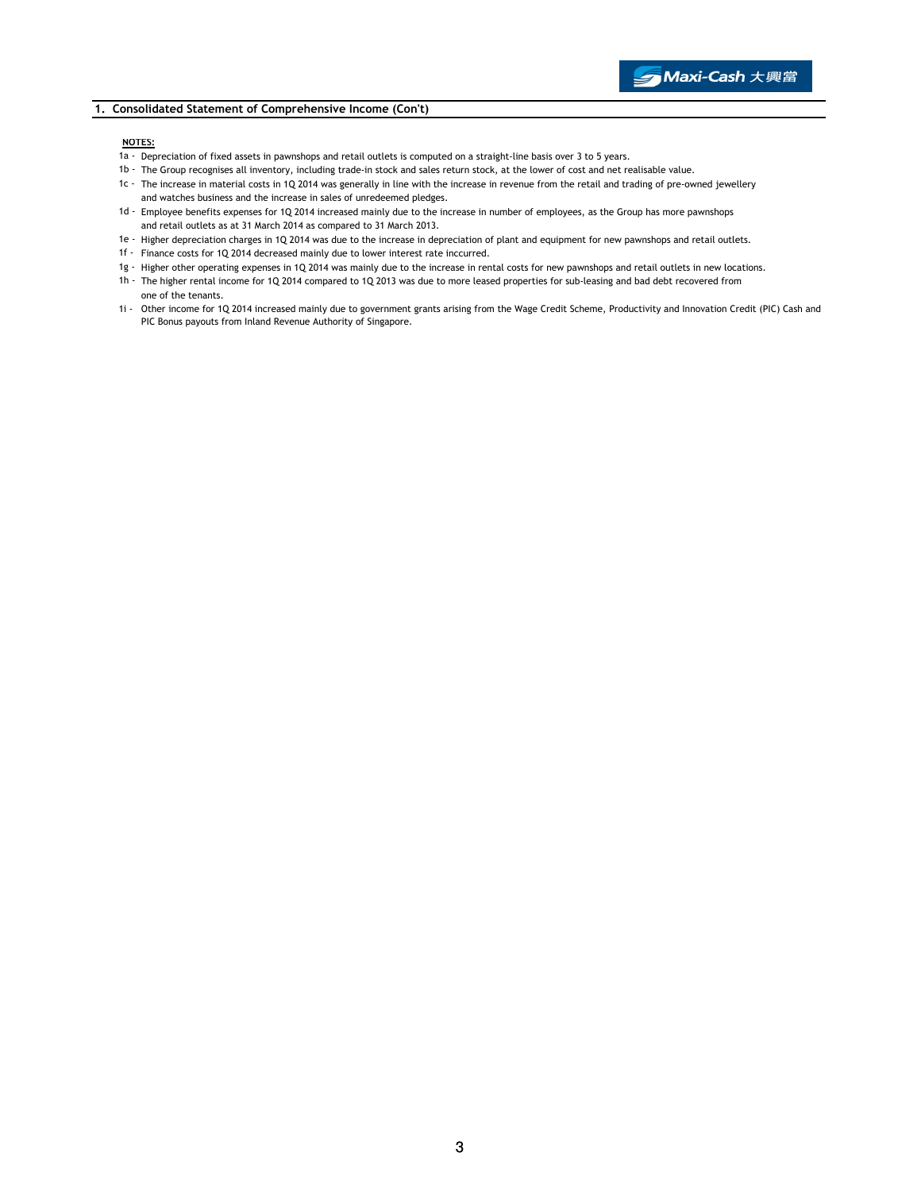## 1. Consolidated Statement of Comprehensive Income (Con't)

**NOTES:**

1a - Depreciation of fixed assets in pawnshops and retail outlets is computed on a straight-line basis over 3 to 5 years.

1b - The Group recognises all inventory, including trade-in stock and sales return stock, at the lower of cost and net realisable value.

1c - The increase in material costs in 1Q 2014 was generally in line with the increase in revenue from the retail and trading of pre-owned jewellery and watches business and the increase in sales of unredeemed pledges.

1d - Employee benefits expenses for 1Q 2014 increased mainly due to the increase in number of employees, as the Group has more pawnshops and retail outlets as at 31 March 2014 as compared to 31 March 2013.

1e - Higher depreciation charges in 1Q 2014 was due to the increase in depreciation of plant and equipment for new pawnshops and retail outlets.

1f - Finance costs for 1Q 2014 decreased mainly due to lower interest rate incurred.

1g - Higher other operating expenses in 1Q 2014 was mainly due to the increase in rental costs for new pawnshops and retail outlets in new locations.

1h - The higher rental income for 1Q 2014 compared to 1Q 2013 was due to more leased properties for sub-leasing and bad debt recovered from one of the tenants.

1i - Other income for 1Q 2014 increased mainly due to government grants arising from the Wage Credit Scheme, Productivity and Innovation Credit (PIC) Cash and PIC Bonus payouts from Inland Revenue Authority of Singapore.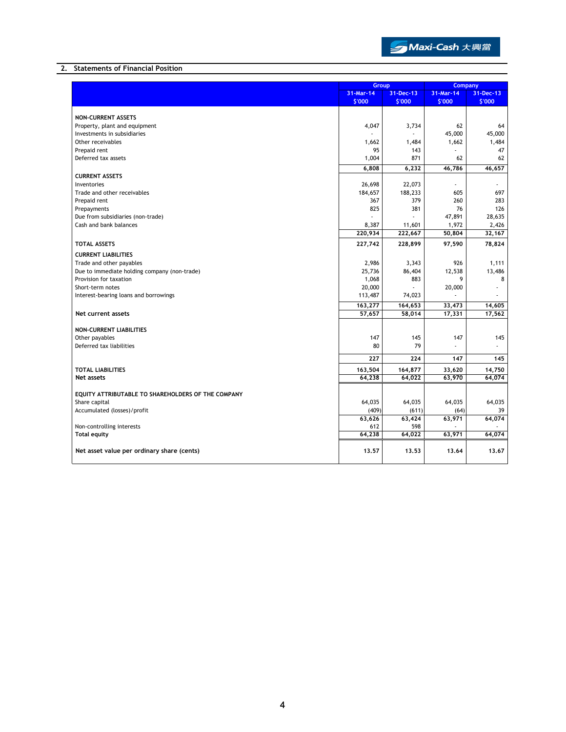## 2. Statements of Financial Position

| | Group | | Company | |
|---|---|---|---|---|
| | 31-Mar-14 | 31-Dec-13 | 31-Mar-14 | 31-Dec-13 |
| | $'000 | $'000 | $'000 | $'000 |
| **NON-CURRENT ASSETS** | | | | |
| Property, plant and equipment | 4,047 | 3,734 | 62 | 64 |
| Investments in subsidiaries | - | - | 45,000 | 45,000 |
| Other receivables | 1,662 | 1,484 | 1,662 | 1,484 |
| Prepaid rent | 95 | 143 | - | 47 |
| Deferred tax assets | 1,004 | 871 | 62 | 62 |
| | 6,808 | 6,232 | 46,786 | 46,657 |
| **CURRENT ASSETS** | | | | |
| Inventories | 26,698 | 22,073 | - | - |
| Trade and other receivables | 184,657 | 188,233 | 605 | 697 |
| Prepaid rent | 367 | 379 | 260 | 283 |
| Prepayments | 825 | 381 | 76 | 126 |
| Due from subsidiaries (non-trade) | - | - | 47,891 | 28,635 |
| Cash and bank balances | 8,387 | 11,601 | 1,972 | 2,426 |
| | 220,934 | 222,667 | 50,804 | 32,167 |
| **TOTAL ASSETS** | **227,742** | **228,899** | **97,590** | **78,824** |
| **CURRENT LIABILITIES** | | | | |
| Trade and other payables | 2,986 | 3,343 | 926 | 1,111 |
| Due to immediate holding company (non-trade) | 25,736 | 86,404 | 12,538 | 13,486 |
| Provision for taxation | 1,068 | 883 | 9 | 8 |
| Short-term notes | 20,000 | - | 20,000 | - |
| Interest-bearing loans and borrowings | 113,487 | 74,023 | - | - |
| | 163,277 | 164,653 | 33,473 | 14,605 |
| **Net current assets** | **57,657** | **58,014** | **17,331** | **17,562** |
| **NON-CURRENT LIABILITIES** | | | | |
| Other payables | 147 | 145 | 147 | 145 |
| Deferred tax liabilities | 80 | 79 | - | - |
| | 227 | 224 | 147 | 145 |
| **TOTAL LIABILITIES** | **163,504** | **164,877** | **33,620** | **14,750** |
| **Net assets** | **64,238** | **64,022** | **63,970** | **64,074** |
| **EQUITY ATTRIBUTABLE TO SHAREHOLDERS OF THE COMPANY** | | | | |
| Share capital | 64,035 | 64,035 | 64,035 | 64,035 |
| Accumulated (losses)/profit | (409) | (611) | (64) | 39 |
| | 63,626 | 63,424 | 63,971 | 64,074 |
| Non-controlling interests | 612 | 598 | - | - |
| **Total equity** | **64,238** | **64,022** | **63,971** | **64,074** |
| **Net asset value per ordinary share (cents)** | **13.57** | **13.53** | **13.64** | **13.67** |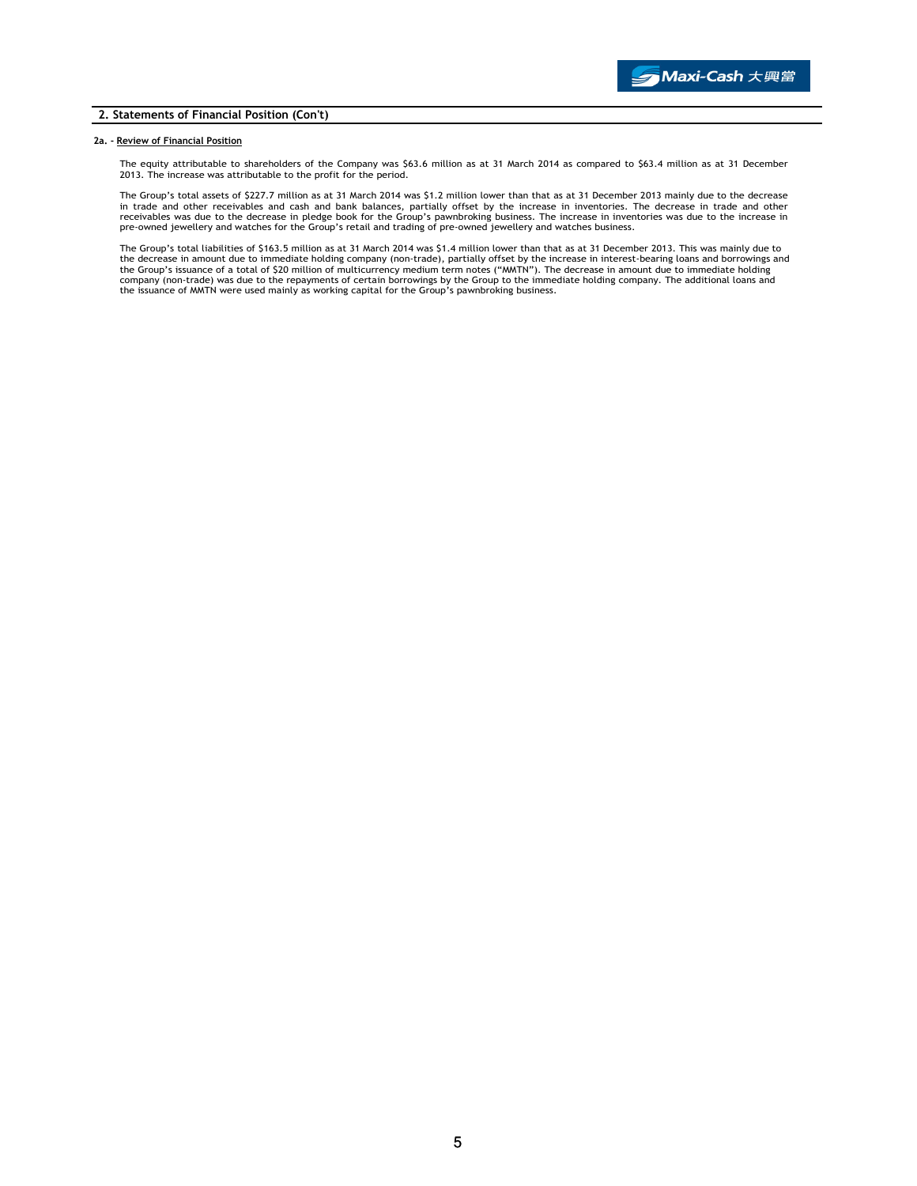## 2. Statements of Financial Position (Con't)

### 2a. - Review of Financial Position

The equity attributable to shareholders of the Company was $63.6 million as at 31 March 2014 as compared to $63.4 million as at 31 December 2013. The increase was attributable to the profit for the period.

The Group's total assets of $227.7 million as at 31 March 2014 was $1.2 million lower than that as at 31 December 2013 mainly due to the decrease in trade and other receivables and cash and bank balances, partially offset by the increase in inventories. The decrease in trade and other receivables was due to the decrease in pledge book for the Group's pawnbroking business. The increase in inventories was due to the increase in pre-owned jewellery and watches for the Group's retail and trading of pre-owned jewellery and watches business.

The Group's total liabilities of $163.5 million as at 31 March 2014 was $1.4 million lower than that as at 31 December 2013. This was mainly due to the decrease in amount due to immediate holding company (non-trade), partially offset by the increase in interest-bearing loans and borrowings and the Group's issuance of a total of $20 million of multicurrency medium term notes ("MMTN"). The decrease in amount due to immediate holding company (non-trade) was due to the repayments of certain borrowings by the Group to the immediate holding company. The additional loans and the issuance of MMTN were used mainly as working capital for the Group's pawnbroking business.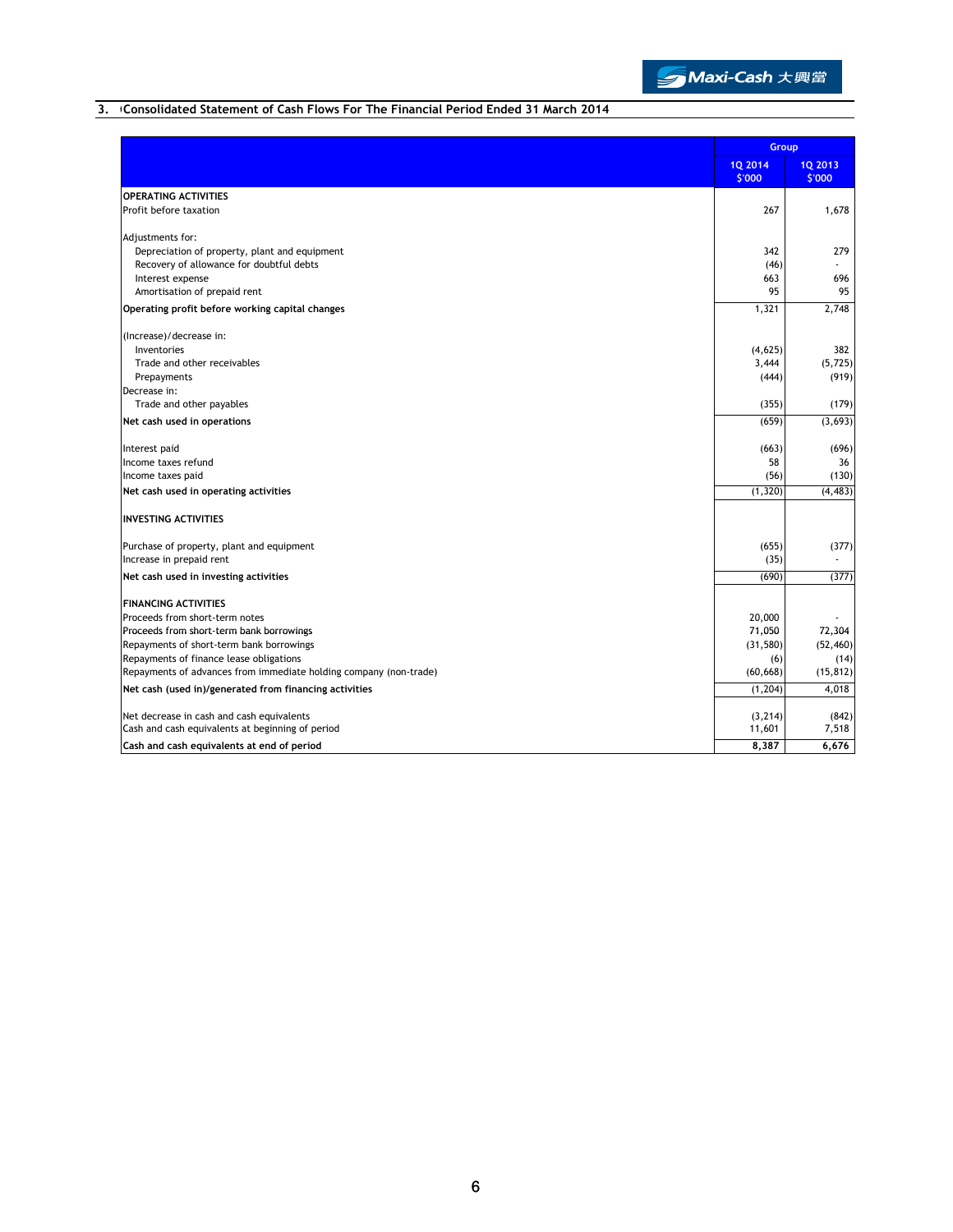## 3. Consolidated Statement of Cash Flows For The Financial Period Ended 31 March 2014

| | Group | |
|---|---|---|
| | 1Q 2014<br>$'000 | 1Q 2013<br>$'000 |
| **OPERATING ACTIVITIES** | | |
| Profit before taxation | 267 | 1,678 |
| | | |
| Adjustments for: | | |
| Depreciation of property, plant and equipment | 342 | 279 |
| Recovery of allowance for doubtful debts | (46) | - |
| Interest expense | 663 | 696 |
| Amortisation of prepaid rent | 95 | 95 |
| **Operating profit before working capital changes** | 1,321 | 2,748 |
| | | |
| (Increase)/decrease in: | | |
| Inventories | (4,625) | 382 |
| Trade and other receivables | 3,444 | (5,725) |
| Prepayments | (444) | (919) |
| Decrease in: | | |
| Trade and other payables | (355) | (179) |
| **Net cash used in operations** | (659) | (3,693) |
| | | |
| Interest paid | (663) | (696) |
| Income taxes refund | 58 | 36 |
| Income taxes paid | (56) | (130) |
| **Net cash used in operating activities** | (1,320) | (4,483) |
| | | |
| **INVESTING ACTIVITIES** | | |
| | | |
| Purchase of property, plant and equipment | (655) | (377) |
| Increase in prepaid rent | (35) | - |
| **Net cash used in investing activities** | (690) | (377) |
| | | |
| **FINANCING ACTIVITIES** | | |
| Proceeds from short-term notes | 20,000 | - |
| Proceeds from short-term bank borrowings | 71,050 | 72,304 |
| Repayments of short-term bank borrowings | (31,580) | (52,460) |
| Repayments of finance lease obligations | (6) | (14) |
| Repayments of advances from immediate holding company (non-trade) | (60,668) | (15,812) |
| **Net cash (used in)/generated from financing activities** | (1,204) | 4,018 |
| | | |
| Net decrease in cash and cash equivalents | (3,214) | (842) |
| Cash and cash equivalents at beginning of period | 11,601 | 7,518 |
| **Cash and cash equivalents at end of period** | **8,387** | **6,676** |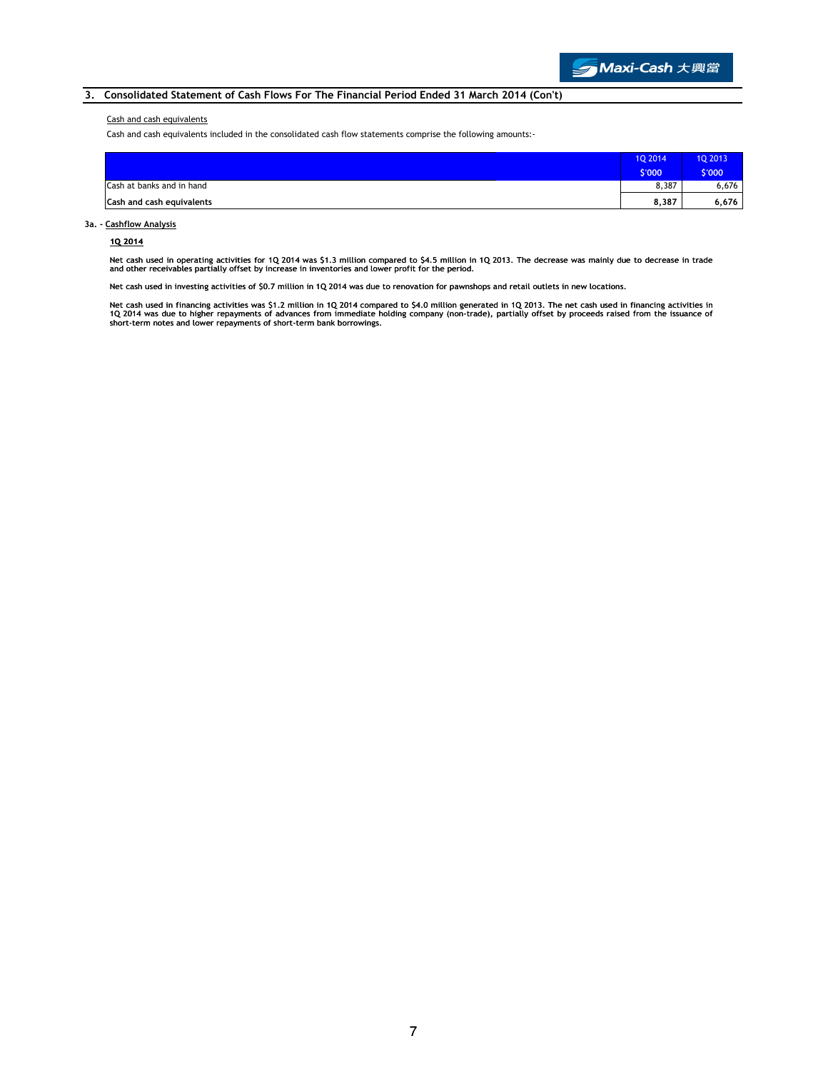## 3. Consolidated Statement of Cash Flows For The Financial Period Ended 31 March 2014 (Con't)

Cash and cash equivalents

Cash and cash equivalents included in the consolidated cash flow statements comprise the following amounts:-

| | 1Q 2014<br>$'000 | 1Q 2013<br>$'000 |
|---|---|---|
| Cash at banks and in hand | 8,387 | 6,676 |
| **Cash and cash equivalents** | **8,387** | **6,676** |

### 3a. - Cashflow Analysis

**1Q 2014**

**Net cash used in operating activities for 1Q 2014 was $1.3 million compared to $4.5 million in 1Q 2013. The decrease was mainly due to decrease in trade and other receivables partially offset by increase in inventories and lower profit for the period.**

**Net cash used in investing activities of $0.7 million in 1Q 2014 was due to renovation for pawnshops and retail outlets in new locations.**

**Net cash used in financing activities was $1.2 million in 1Q 2014 compared to $4.0 million generated in 1Q 2013. The net cash used in financing activities in 1Q 2014 was due to higher repayments of advances from immediate holding company (non-trade), partially offset by proceeds raised from the issuance of short-term notes and lower repayments of short-term bank borrowings.**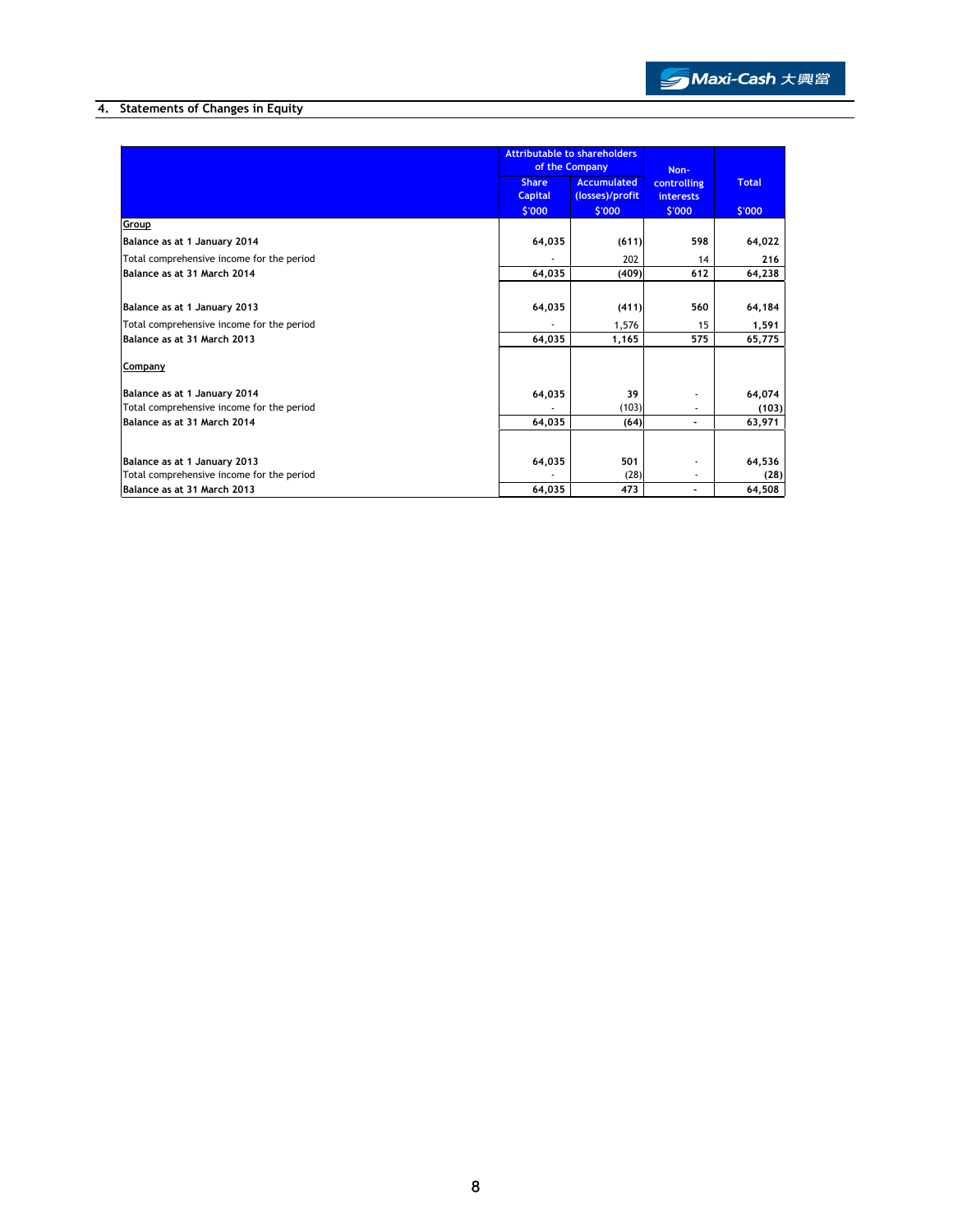## 4. Statements of Changes in Equity

| | Attributable to shareholders of the Company | | Non-controlling interests | Total |
|---|---|---|---|---|
| | Share Capital | Accumulated (losses)/profit | | |
| | $'000 | $'000 | $'000 | $'000 |
| **Group** | | | | |
| Balance as at 1 January 2014 | 64,035 | (611) | 598 | 64,022 |
| Total comprehensive income for the period | - | 202 | 14 | 216 |
| Balance as at 31 March 2014 | 64,035 | (409) | 612 | 64,238 |
| | | | | |
| Balance as at 1 January 2013 | 64,035 | (411) | 560 | 64,184 |
| Total comprehensive income for the period | - | 1,576 | 15 | 1,591 |
| Balance as at 31 March 2013 | 64,035 | 1,165 | 575 | 65,775 |
| | | | | |
| **Company** | | | | |
| | | | | |
| Balance as at 1 January 2014 | 64,035 | 39 | - | 64,074 |
| Total comprehensive income for the period | - | (103) | - | (103) |
| Balance as at 31 March 2014 | 64,035 | (64) | - | 63,971 |
| | | | | |
| Balance as at 1 January 2013 | 64,035 | 501 | - | 64,536 |
| Total comprehensive income for the period | - | (28) | - | (28) |
| Balance as at 31 March 2013 | 64,035 | 473 | - | 64,508 |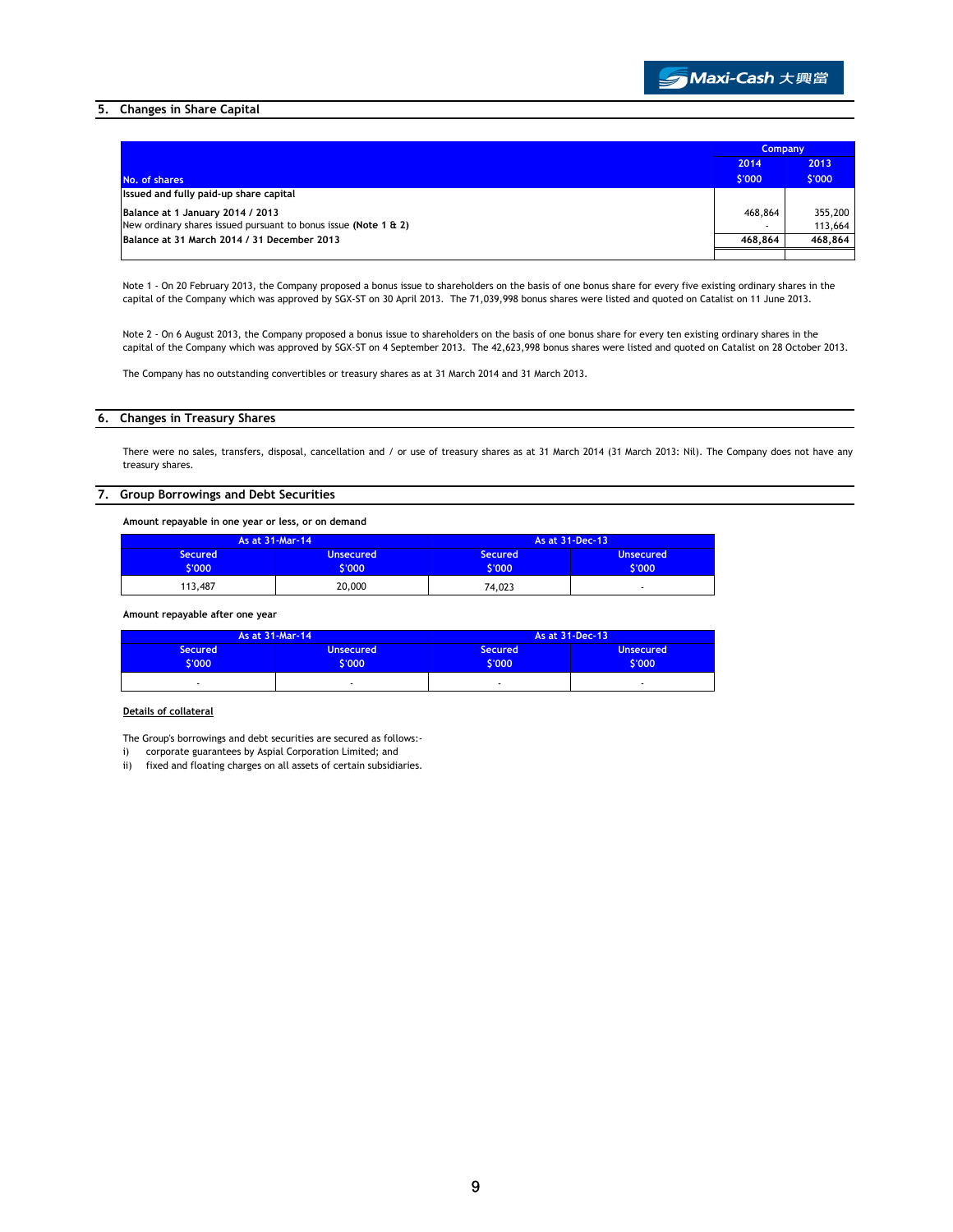## 5. Changes in Share Capital

| No. of shares | Company 2014 $'000 | Company 2013 $'000 |
|---|---|---|
| **Issued and fully paid-up share capital** | | |
| **Balance at 1 January 2014 / 2013** | 468,864 | 355,200 |
| New ordinary shares issued pursuant to bonus issue **(Note 1 & 2)** | - | 113,664 |
| **Balance at 31 March 2014 / 31 December 2013** | **468,864** | **468,864** |

Note 1 - On 20 February 2013, the Company proposed a bonus issue to shareholders on the basis of one bonus share for every five existing ordinary shares in the capital of the Company which was approved by SGX-ST on 30 April 2013. The 71,039,998 bonus shares were listed and quoted on Catalist on 11 June 2013.

Note 2 - On 6 August 2013, the Company proposed a bonus issue to shareholders on the basis of one bonus share for every ten existing ordinary shares in the capital of the Company which was approved by SGX-ST on 4 September 2013. The 42,623,998 bonus shares were listed and quoted on Catalist on 28 October 2013.

The Company has no outstanding convertibles or treasury shares as at 31 March 2014 and 31 March 2013.

## 6. Changes in Treasury Shares

There were no sales, transfers, disposal, cancellation and / or use of treasury shares as at 31 March 2014 (31 March 2013: Nil). The Company does not have any treasury shares.

## 7. Group Borrowings and Debt Securities

**Amount repayable in one year or less, or on demand**

| As at 31-Mar-14 | | As at 31-Dec-13 | |
|---|---|---|---|
| Secured $'000 | Unsecured $'000 | Secured $'000 | Unsecured $'000 |
| 113,487 | 20,000 | 74,023 | - |

**Amount repayable after one year**

| As at 31-Mar-14 | | As at 31-Dec-13 | |
|---|---|---|---|
| Secured $'000 | Unsecured $'000 | Secured $'000 | Unsecured $'000 |
| - | - | - | - |

**Details of collateral**

The Group's borrowings and debt securities are secured as follows:-

i) corporate guarantees by Aspial Corporation Limited; and

ii) fixed and floating charges on all assets of certain subsidiaries.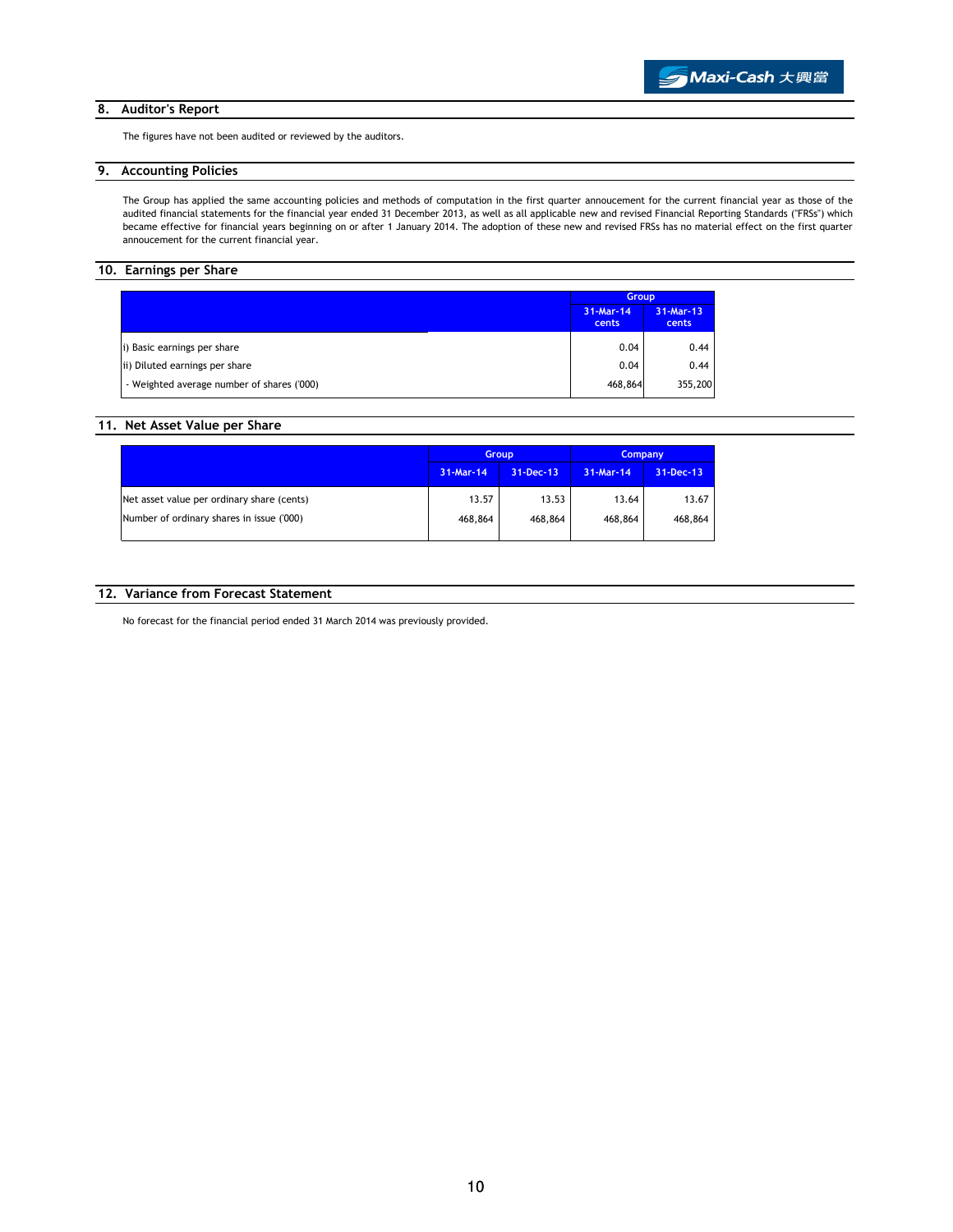## 8. Auditor's Report

The figures have not been audited or reviewed by the auditors.

## 9. Accounting Policies

The Group has applied the same accounting policies and methods of computation in the first quarter annoucement for the current financial year as those of the audited financial statements for the financial year ended 31 December 2013, as well as all applicable new and revised Financial Reporting Standards ("FRSs") which became effective for financial years beginning on or after 1 January 2014. The adoption of these new and revised FRSs has no material effect on the first quarter annoucement for the current financial year.

## 10. Earnings per Share

| | Group | |
|---|---|---|
| | 31-Mar-14 cents | 31-Mar-13 cents |
| i) Basic earnings per share | 0.04 | 0.44 |
| ii) Diluted earnings per share | 0.04 | 0.44 |
| - Weighted average number of shares ('000) | 468,864 | 355,200 |

## 11. Net Asset Value per Share

| | Group | | Company | |
|---|---|---|---|---|
| | 31-Mar-14 | 31-Dec-13 | 31-Mar-14 | 31-Dec-13 |
| Net asset value per ordinary share (cents) | 13.57 | 13.53 | 13.64 | 13.67 |
| Number of ordinary shares in issue ('000) | 468,864 | 468,864 | 468,864 | 468,864 |

## 12. Variance from Forecast Statement

No forecast for the financial period ended 31 March 2014 was previously provided.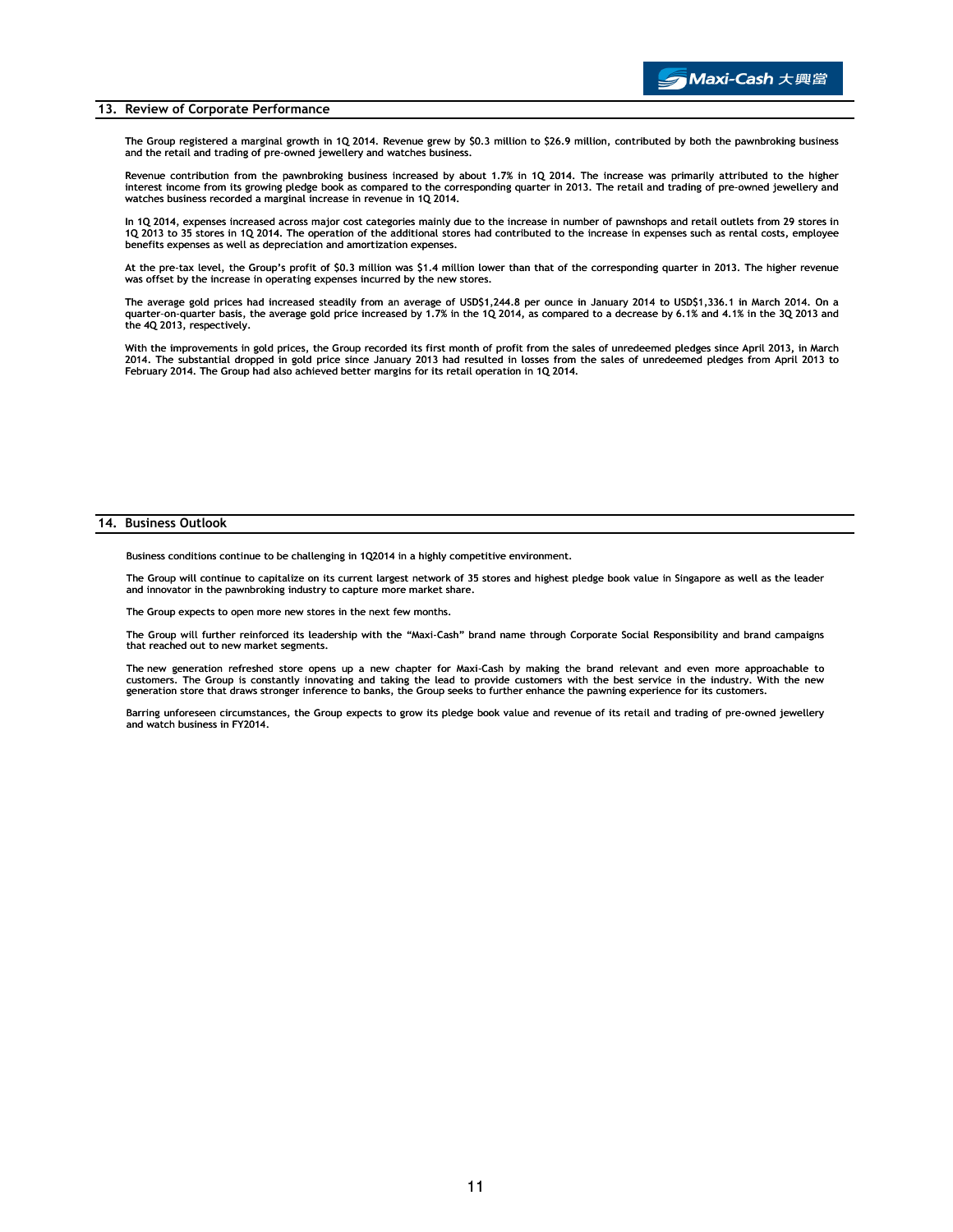## 13. Review of Corporate Performance

The Group registered a marginal growth in 1Q 2014. Revenue grew by $0.3 million to $26.9 million, contributed by both the pawnbroking business and the retail and trading of pre-owned jewellery and watches business.

Revenue contribution from the pawnbroking business increased by about 1.7% in 1Q 2014. The increase was primarily attributed to the higher interest income from its growing pledge book as compared to the corresponding quarter in 2013. The retail and trading of pre-owned jewellery and watches business recorded a marginal increase in revenue in 1Q 2014.

In 1Q 2014, expenses increased across major cost categories mainly due to the increase in number of pawnshops and retail outlets from 29 stores in 1Q 2013 to 35 stores in 1Q 2014. The operation of the additional stores had contributed to the increase in expenses such as rental costs, employee benefits expenses as well as depreciation and amortization expenses.

At the pre-tax level, the Group's profit of $0.3 million was $1.4 million lower than that of the corresponding quarter in 2013. The higher revenue was offset by the increase in operating expenses incurred by the new stores.

The average gold prices had increased steadily from an average of USD$1,244.8 per ounce in January 2014 to USD$1,336.1 in March 2014. On a quarter-on-quarter basis, the average gold price increased by 1.7% in the 1Q 2014, as compared to a decrease by 6.1% and 4.1% in the 3Q 2013 and the 4Q 2013, respectively.

With the improvements in gold prices, the Group recorded its first month of profit from the sales of unredeemed pledges since April 2013, in March 2014. The substantial dropped in gold price since January 2013 had resulted in losses from the sales of unredeemed pledges from April 2013 to February 2014. The Group had also achieved better margins for its retail operation in 1Q 2014.

## 14. Business Outlook

Business conditions continue to be challenging in 1Q2014 in a highly competitive environment.

The Group will continue to capitalize on its current largest network of 35 stores and highest pledge book value in Singapore as well as the leader and innovator in the pawnbroking industry to capture more market share.

The Group expects to open more new stores in the next few months.

The Group will further reinforced its leadership with the "Maxi-Cash" brand name through Corporate Social Responsibility and brand campaigns that reached out to new market segments.

The new generation refreshed store opens up a new chapter for Maxi-Cash by making the brand relevant and even more approachable to customers. The Group is constantly innovating and taking the lead to provide customers with the best service in the industry. With the new generation store that draws stronger inference to banks, the Group seeks to further enhance the pawning experience for its customers.

Barring unforeseen circumstances, the Group expects to grow its pledge book value and revenue of its retail and trading of pre-owned jewellery and watch business in FY2014.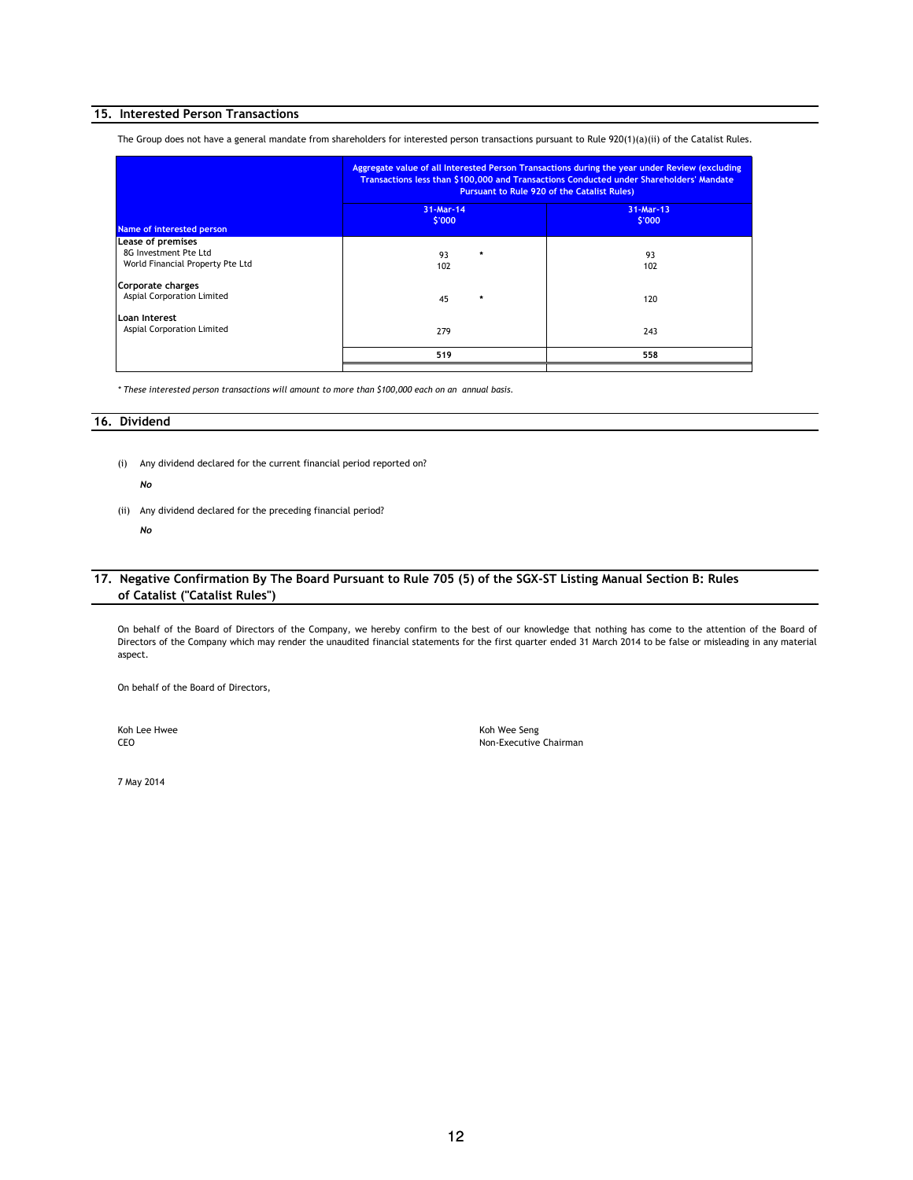## 15. Interested Person Transactions

The Group does not have a general mandate from shareholders for interested person transactions pursuant to Rule 920(1)(a)(ii) of the Catalist Rules.

| Name of interested person | Aggregate value of all Interested Person Transactions during the year under Review (excluding Transactions less than $100,000 and Transactions Conducted under Shareholders' Mandate Pursuant to Rule 920 of the Catalist Rules) 31-Mar-14 $'000 | 31-Mar-13 $'000 |
|---|---|---|
| **Lease of premises** | | |
| 8G Investment Pte Ltd | 93 * | 93 |
| World Financial Property Pte Ltd | 102 | 102 |
| **Corporate charges** | | |
| Aspial Corporation Limited | 45 * | 120 |
| **Loan Interest** | | |
| Aspial Corporation Limited | 279 | 243 |
| | **519** | **558** |

*\* These interested person transactions will amount to more than $100,000 each on an annual basis.*

## 16. Dividend

(i) Any dividend declared for the current financial period reported on?

***No***

(ii) Any dividend declared for the preceding financial period?

***No***

## 17. Negative Confirmation By The Board Pursuant to Rule 705 (5) of the SGX-ST Listing Manual Section B: Rules of Catalist ("Catalist Rules")

On behalf of the Board of Directors of the Company, we hereby confirm to the best of our knowledge that nothing has come to the attention of the Board of Directors of the Company which may render the unaudited financial statements for the first quarter ended 31 March 2014 to be false or misleading in any material aspect.

On behalf of the Board of Directors,

Koh Lee Hwee
CEO

Koh Wee Seng
Non-Executive Chairman

7 May 2014